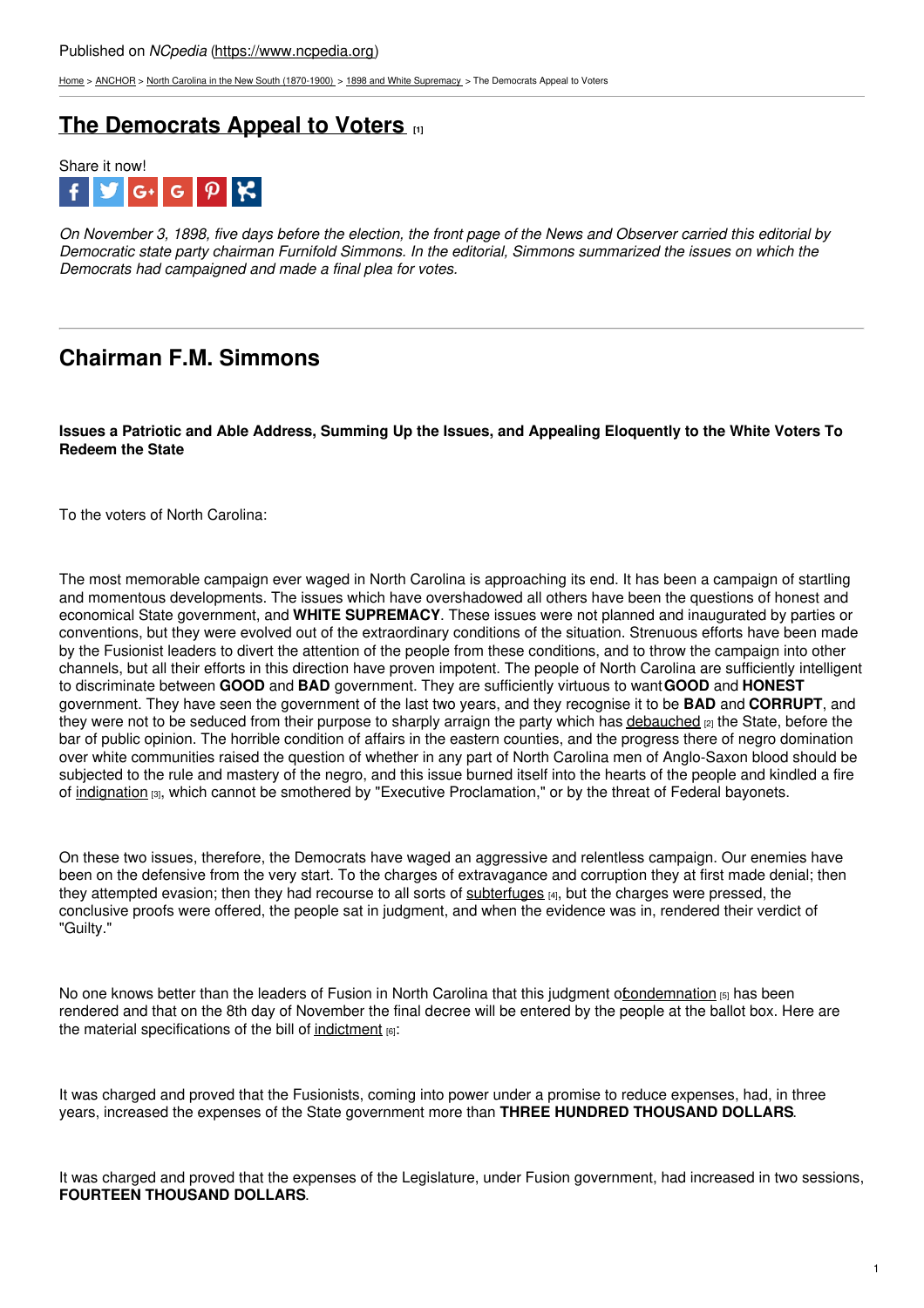Published on *NCpedia* (https://www.ncpedia.org)

Home > ANCHOR > North Carolina in the New South (1870-1900) > 1898 and White Supremacy > The Democrats Appeal to Voters

# The Democrats Appeal to Voters [1]

Share it now!

*On November 3, 1898, five days before the election, the front page of the News and Observer carried this editorial by Democratic state party chairman Furnifold Simmons. In the editorial, Simmons summarized the issues on which the Democrats had campaigned and made a final plea for votes.*

## Chairman F.M. Simmons

**Issues a Patriotic and Able Address, Summing Up the Issues, and Appealing Eloquently to the White Voters To Redeem the State**

To the voters of North Carolina:

The most memorable campaign ever waged in North Carolina is approaching its end. It has been a campaign of startling and momentous developments. The issues which have overshadowed all others have been the questions of honest and economical State government, and **WHITE SUPREMACY**. These issues were not planned and inaugurated by parties or conventions, but they were evolved out of the extraordinary conditions of the situation. Strenuous efforts have been made by the Fusionist leaders to divert the attention of the people from these conditions, and to throw the campaign into other channels, but all their efforts in this direction have proven impotent. The people of North Carolina are sufficiently intelligent to discriminate between **GOOD** and **BAD** government. They are sufficiently virtuous to want **GOOD** and **HONEST** government. They have seen the government of the last two years, and they recognise it to be **BAD** and **CORRUPT**, and they were not to be seduced from their purpose to sharply arraign the party which has debauched [2] the State, before the bar of public opinion. The horrible condition of affairs in the eastern counties, and the progress there of negro domination over white communities raised the question of whether in any part of North Carolina men of Anglo-Saxon blood should be subjected to the rule and mastery of the negro, and this issue burned itself into the hearts of the people and kindled a fire of indignation [3], which cannot be smothered by "Executive Proclamation," or by the threat of Federal bayonets.

On these two issues, therefore, the Democrats have waged an aggressive and relentless campaign. Our enemies have been on the defensive from the very start. To the charges of extravagance and corruption they at first made denial; then they attempted evasion; then they had recourse to all sorts of subterfuges [4], but the charges were pressed, the conclusive proofs were offered, the people sat in judgment, and when the evidence was in, rendered their verdict of "Guilty."

No one knows better than the leaders of Fusion in North Carolina that this judgment of condemnation [5] has been rendered and that on the 8th day of November the final decree will be entered by the people at the ballot box. Here are the material specifications of the bill of indictment [6]:

It was charged and proved that the Fusionists, coming into power under a promise to reduce expenses, had, in three years, increased the expenses of the State government more than **THREE HUNDRED THOUSAND DOLLARS**.

It was charged and proved that the expenses of the Legislature, under Fusion government, had increased in two sessions, **FOURTEEN THOUSAND DOLLARS**.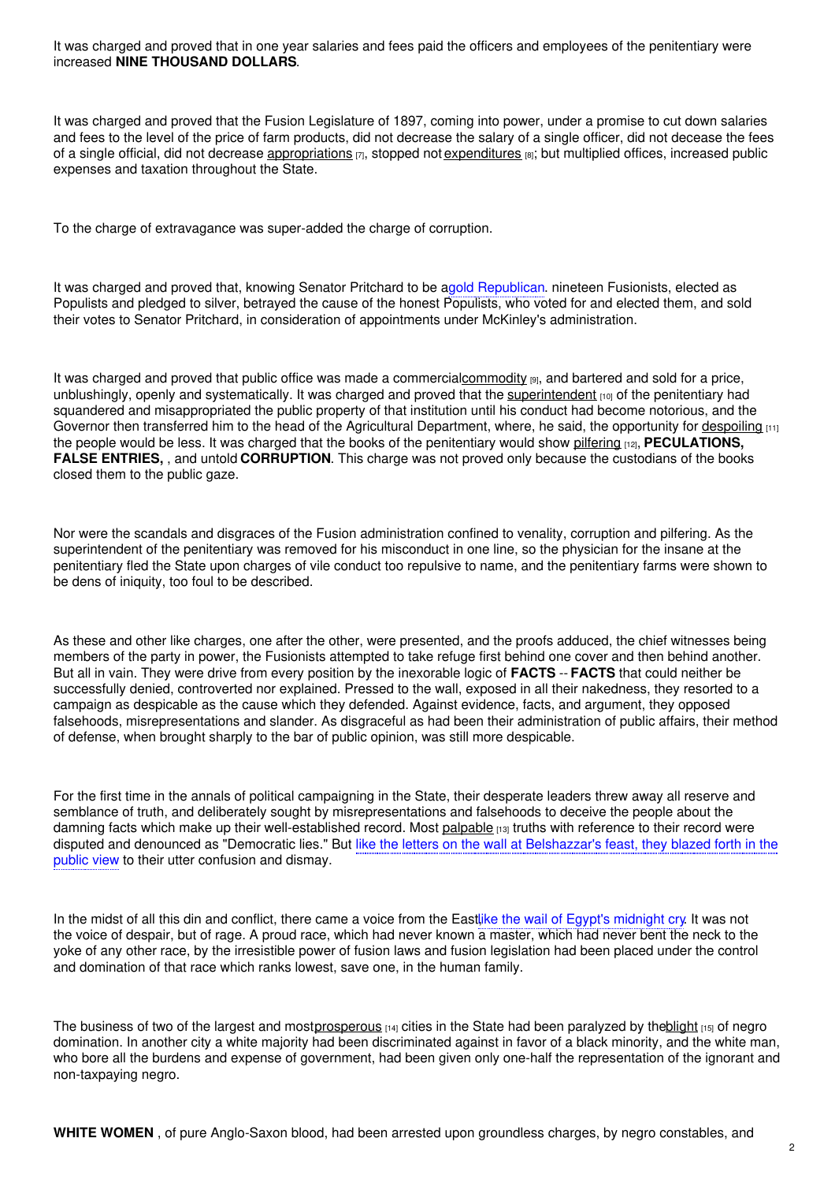It was charged and proved that in one year salaries and fees paid the officers and employees of the penitentiary were increased **NINE THOUSAND DOLLARS**.

It was charged and proved that the Fusion Legislature of 1897, coming into power, under a promise to cut down salaries and fees to the level of the price of farm products, did not decrease the salary of a single officer, did not decease the fees of a single official, did not decrease appropriations [7], stopped not expenditures [8]; but multiplied offices, increased public expenses and taxation throughout the State.

To the charge of extravagance was super-added the charge of corruption.

It was charged and proved that, knowing Senator Pritchard to be a gold Republican, nineteen Fusionists, elected as Populists and pledged to silver, betrayed the cause of the honest Populists, who voted for and elected them, and sold their votes to Senator Pritchard, in consideration of appointments under McKinley's administration.

It was charged and proved that public office was made a commercial commodity [9], and bartered and sold for a price, unblushingly, openly and systematically. It was charged and proved that the superintendent [10] of the penitentiary had squandered and misappropriated the public property of that institution until his conduct had become notorious, and the Governor then transferred him to the head of the Agricultural Department, where, he said, the opportunity for despoiling [11] the people would be less. It was charged that the books of the penitentiary would show pilfering [12], **PECULATIONS, FALSE ENTRIES,** , and untold **CORRUPTION**. This charge was not proved only because the custodians of the books closed them to the public gaze.

Nor were the scandals and disgraces of the Fusion administration confined to venality, corruption and pilfering. As the superintendent of the penitentiary was removed for his misconduct in one line, so the physician for the insane at the penitentiary fled the State upon charges of vile conduct too repulsive to name, and the penitentiary farms were shown to be dens of iniquity, too foul to be described.

As these and other like charges, one after the other, were presented, and the proofs adduced, the chief witnesses being members of the party in power, the Fusionists attempted to take refuge first behind one cover and then behind another. But all in vain. They were drive from every position by the inexorable logic of **FACTS** -- **FACTS** that could neither be successfully denied, controverted nor explained. Pressed to the wall, exposed in all their nakedness, they resorted to a campaign as despicable as the cause which they defended. Against evidence, facts, and argument, they opposed falsehoods, misrepresentations and slander. As disgraceful as had been their administration of public affairs, their method of defense, when brought sharply to the bar of public opinion, was still more despicable.

For the first time in the annals of political campaigning in the State, their desperate leaders threw away all reserve and semblance of truth, and deliberately sought by misrepresentations and falsehoods to deceive the people about the damning facts which make up their well-established record. Most palpable [13] truths with reference to their record were disputed and denounced as "Democratic lies." But like the letters on the wall at Belshazzar's feast, they blazed forth in the public view to their utter confusion and dismay.

In the midst of all this din and conflict, there came a voice from the East like the wail of Egypt's midnight cry. It was not the voice of despair, but of rage. A proud race, which had never known a master, which had never bent the neck to the yoke of any other race, by the irresistible power of fusion laws and fusion legislation had been placed under the control and domination of that race which ranks lowest, save one, in the human family.

The business of two of the largest and most prosperous [14] cities in the State had been paralyzed by the blight [15] of negro domination. In another city a white majority had been discriminated against in favor of a black minority, and the white man, who bore all the burdens and expense of government, had been given only one-half the representation of the ignorant and non-taxpaying negro.

**WHITE WOMEN** , of pure Anglo-Saxon blood, had been arrested upon groundless charges, by negro constables, and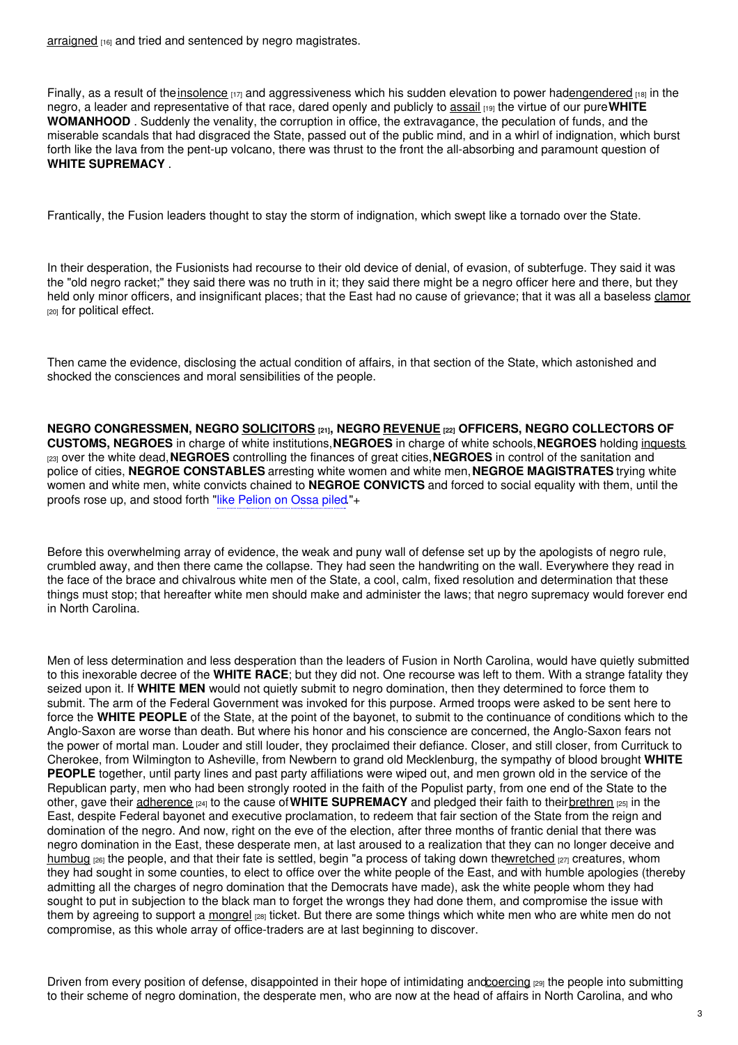arraigned [16] and tried and sentenced by negro magistrates.

Finally, as a result of the insolence [17] and aggressiveness which his sudden elevation to power had engendered [18] in the negro, a leader and representative of that race, dared openly and publicly to assail [19] the virtue of our pure **WHITE WOMANHOOD** . Suddenly the venality, the corruption in office, the extravagance, the peculation of funds, and the miserable scandals that had disgraced the State, passed out of the public mind, and in a whirl of indignation, which burst forth like the lava from the pent-up volcano, there was thrust to the front the all-absorbing and paramount question of **WHITE SUPREMACY** .

Frantically, the Fusion leaders thought to stay the storm of indignation, which swept like a tornado over the State.

In their desperation, the Fusionists had recourse to their old device of denial, of evasion, of subterfuge. They said it was the "old negro racket;" they said there was no truth in it; they said there might be a negro officer here and there, but they held only minor officers, and insignificant places; that the East had no cause of grievance; that it was all a baseless clamor [20] for political effect.

Then came the evidence, disclosing the actual condition of affairs, in that section of the State, which astonished and shocked the consciences and moral sensibilities of the people.

**NEGRO CONGRESSMEN, NEGRO SOLICITORS [21], NEGRO REVENUE [22] OFFICERS, NEGRO COLLECTORS OF CUSTOMS, NEGROES** in charge of white institutions, **NEGROES** in charge of white schools, **NEGROES** holding inquests [23] over the white dead, **NEGROES** controlling the finances of great cities, **NEGROES** in control of the sanitation and police of cities, **NEGRO CONSTABLES** arresting white women and white men, **NEGRO MAGISTRATES** trying white women and white men, white convicts chained to **NEGRO CONVICTS** and forced to social equality with them, until the proofs rose up, and stood forth "like Pelion on Ossa piled."+

Before this overwhelming array of evidence, the weak and puny wall of defense set up by the apologists of negro rule, crumbled away, and then there came the collapse. They had seen the handwriting on the wall. Everywhere they read in the face of the brace and chivalrous white men of the State, a cool, calm, fixed resolution and determination that these things must stop; that hereafter white men should make and administer the laws; that negro supremacy would forever end in North Carolina.

Men of less determination and less desperation than the leaders of Fusion in North Carolina, would have quietly submitted to this inexorable decree of the **WHITE RACE**; but they did not. One recourse was left to them. With a strange fatality they seized upon it. If **WHITE MEN** would not quietly submit to negro domination, then they determined to force them to submit. The arm of the Federal Government was invoked for this purpose. Armed troops were asked to be sent here to force the **WHITE PEOPLE** of the State, at the point of the bayonet, to submit to the continuance of conditions which to the Anglo-Saxon are worse than death. But where his honor and his conscience are concerned, the Anglo-Saxon fears not the power of mortal man. Louder and still louder, they proclaimed their defiance. Closer, and still closer, from Currituck to Cherokee, from Wilmington to Asheville, from Newbern to grand old Mecklenburg, the sympathy of blood brought **WHITE PEOPLE** together, until party lines and past party affiliations were wiped out, and men grown old in the service of the Republican party, men who had been strongly rooted in the faith of the Populist party, from one end of the State to the other, gave their adherence [24] to the cause of **WHITE SUPREMACY** and pledged their faith to their brethren [25] in the East, despite Federal bayonet and executive proclamation, to redeem that fair section of the State from the reign and domination of the negro. And now, right on the eve of the election, after three months of frantic denial that there was negro domination in the East, these desperate men, at last aroused to a realization that they can no longer deceive and humbug [26] the people, and that their fate is settled, begin "a process of taking down the wretched [27] creatures, whom they had sought in some counties, to elect to office over the white people of the East, and with humble apologies (thereby admitting all the charges of negro domination that the Democrats have made), ask the white people whom they had sought to put in subjection to the black man to forget the wrongs they had done them, and compromise the issue with them by agreeing to support a mongrel [28] ticket. But there are some things which white men who are white men do not compromise, as this whole array of office-traders are at last beginning to discover.

Driven from every position of defense, disappointed in their hope of intimidating and coercing [29] the people into submitting to their scheme of negro domination, the desperate men, who are now at the head of affairs in North Carolina, and who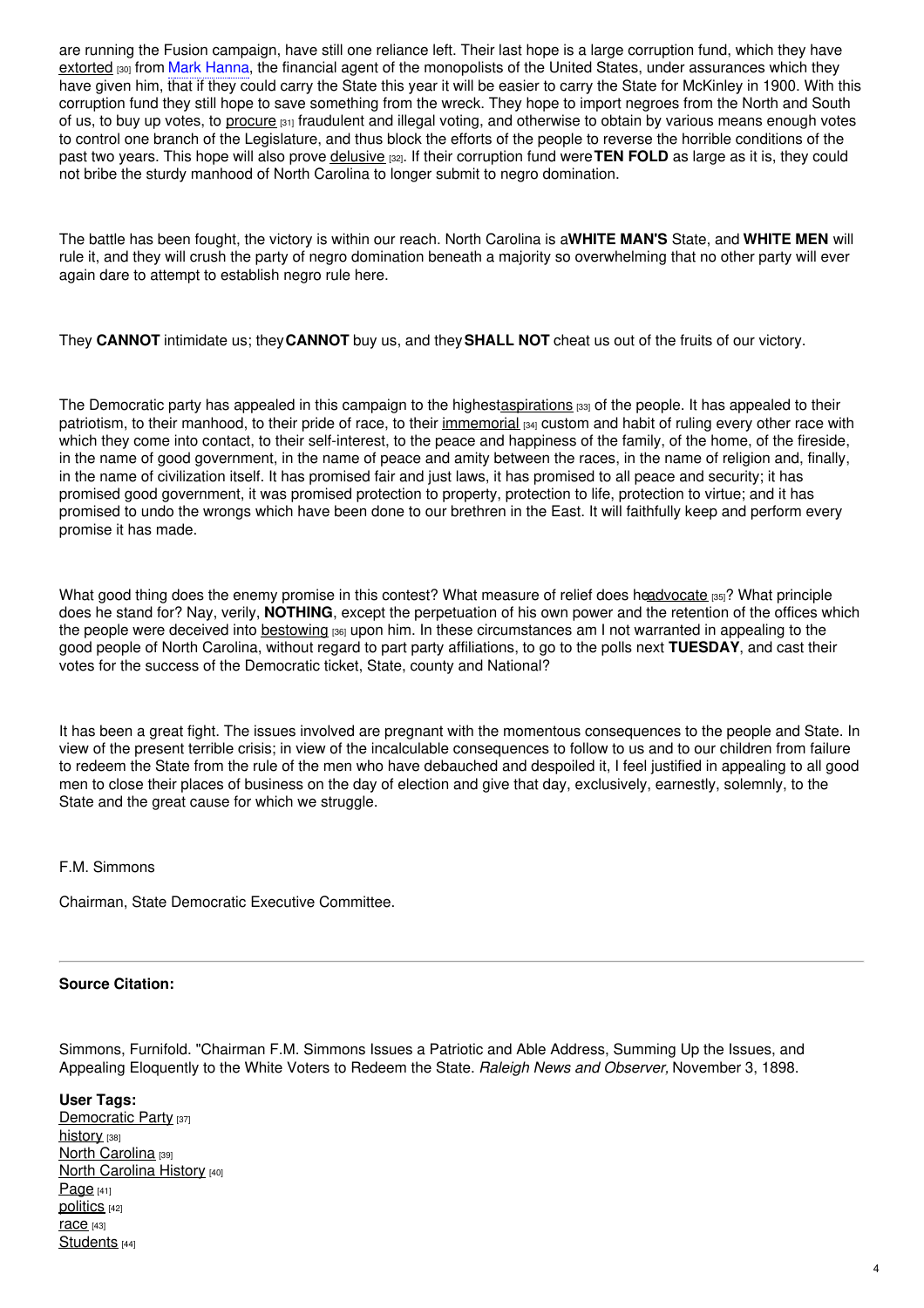are running the Fusion campaign, have still one reliance left. Their last hope is a large corruption fund, which they have extorted [30] from Mark Hanna, the financial agent of the monopolists of the United States, under assurances which they have given him, that if they could carry the State this year it will be easier to carry the State for McKinley in 1900. With this corruption fund they still hope to save something from the wreck. They hope to import negroes from the North and South of us, to buy up votes, to procure [31] fraudulent and illegal voting, and otherwise to obtain by various means enough votes to control one branch of the Legislature, and thus block the efforts of the people to reverse the horrible conditions of the past two years. This hope will also prove delusive [32]. If their corruption fund were **TEN FOLD** as large as it is, they could not bribe the sturdy manhood of North Carolina to longer submit to negro domination.

The battle has been fought, the victory is within our reach. North Carolina is a **WHITE MAN'S** State, and **WHITE MEN** will rule it, and they will crush the party of negro domination beneath a majority so overwhelming that no other party will ever again dare to attempt to establish negro rule here.

They **CANNOT** intimidate us; they **CANNOT** buy us, and they **SHALL NOT** cheat us out of the fruits of our victory.

The Democratic party has appealed in this campaign to the highest aspirations [33] of the people. It has appealed to their patriotism, to their manhood, to their pride of race, to their immemorial [34] custom and habit of ruling every other race with which they come into contact, to their self-interest, to the peace and happiness of the family, of the home, of the fireside, in the name of good government, in the name of peace and amity between the races, in the name of religion and, finally, in the name of civilization itself. It has promised fair and just laws, it has promised to all peace and security; it has promised good government, it was promised protection to property, protection to life, protection to virtue; and it has promised to undo the wrongs which have been done to our brethren in the East. It will faithfully keep and perform every promise it has made.

What good thing does the enemy promise in this contest? What measure of relief does he advocate [35]? What principle does he stand for? Nay, verily, **NOTHING**, except the perpetuation of his own power and the retention of the offices which the people were deceived into bestowing [36] upon him. In these circumstances am I not warranted in appealing to the good people of North Carolina, without regard to part party affiliations, to go to the polls next **TUESDAY**, and cast their votes for the success of the Democratic ticket, State, county and National?

It has been a great fight. The issues involved are pregnant with the momentous consequences to the people and State. In view of the present terrible crisis; in view of the incalculable consequences to follow to us and to our children from failure to redeem the State from the rule of the men who have debauched and despoiled it, I feel justified in appealing to all good men to close their places of business on the day of election and give that day, exclusively, earnestly, solemnly, to the State and the great cause for which we struggle.

F.M. Simmons

Chairman, State Democratic Executive Committee.

---

**Source Citation:**

Simmons, Furnifold. "Chairman F.M. Simmons Issues a Patriotic and Able Address, Summing Up the Issues, and Appealing Eloquently to the White Voters to Redeem the State. *Raleigh News and Observer,* November 3, 1898.

**User Tags:**
Democratic Party [37]
history [38]
North Carolina [39]
North Carolina History [40]
Page [41]
politics [42]
race [43]
Students [44]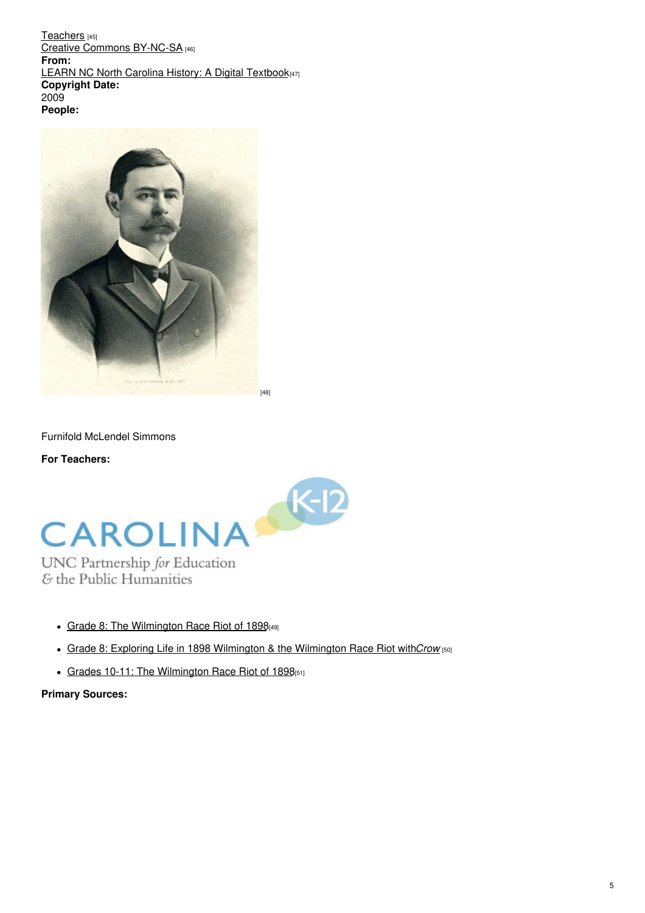Teachers [45]
Creative Commons BY-NC-SA [46]
**From:**
LEARN NC North Carolina History: A Digital Textbook [47]
**Copyright Date:**
2009
**People:**

[48]

Furnifold McLendel Simmons

**For Teachers:**

- Grade 8: The Wilmington Race Riot of 1898 [49]
- Grade 8: Exploring Life in 1898 Wilmington & the Wilmington Race Riot with *Crow* [50]
- Grades 10-11: The Wilmington Race Riot of 1898 [51]

**Primary Sources:**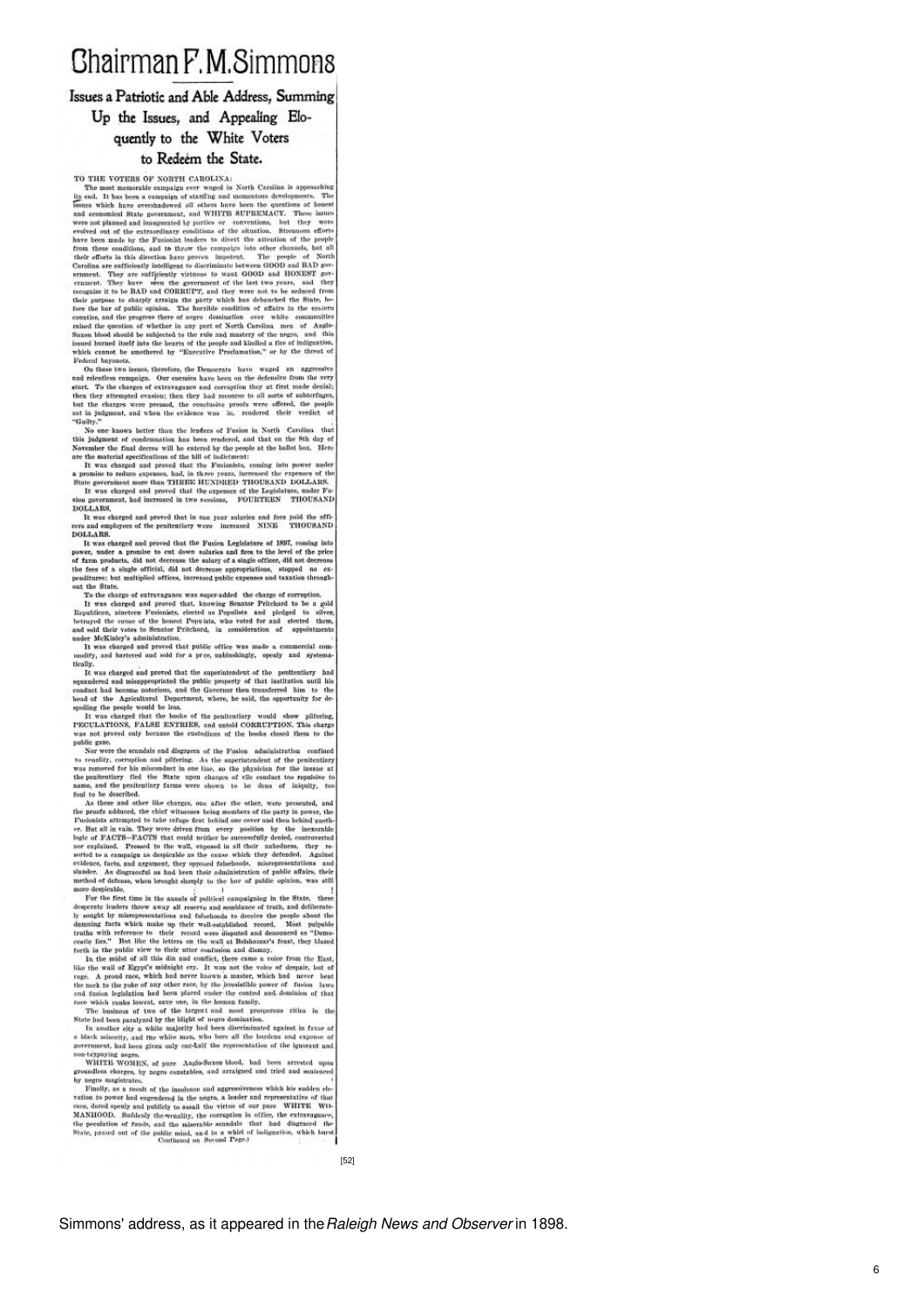# Chairman F. M. Simmons

## Issues a Patriotic and Able Address, Summing Up the Issues, and Appealing Eloquently to the White Voters to Redeem the State.

TO THE VOTERS OF NORTH CAROLINA:

The most memorable campaign ever waged in North Carolina is approaching its end. It has been a campaign of startling and momentous developments. The issues which have overshadowed all others have been the questions of honest and economical State government, and WHITE SUPREMACY. These issues were not planned and inaugurated by parties or conventions, but they were evolved out of the extraordinary conditions of the situation. Strenuous efforts have been made by the Fusionist leaders to divert the attention of the people from these conditions, and to throw the campaign into other channels, but all their efforts in this direction have proven impotent. The people of North Carolina are sufficiently intelligent to discriminate between GOOD and BAD government. They are sufficiently virtuous to want GOOD and HONEST government. They have seen the government of the last two years, and they recognize it to be BAD and CORRUPT, and they were not to be seduced from their purpose to sharply arraign the party which has debauched the State, before the bar of public opinion. The horrible condition of affairs in the eastern counties, and the progress there of negro domination over white communities raised the question of whether in any part of North Carolina men of Anglo-Saxon blood should be subjected to the rule and mastery of the negro, and this issued burned itself into the hearts of the people and kindled a fire of indignation, which cannot be smothered by "Executive Proclamation," or by the threat of Federal bayonets.

On these two issues, therefore, the Democrats have waged an aggressive and relentless campaign. Our enemies have been on the defensive from the very start. To the charges of extravagance and corruption they at first made denial; then they attempted evasion; then they had recourse to all sorts of subterfuges, but the charges were pressed, the conclusive proofs were offered, the people sat in judgment, and when the evidence was in, rendered their verdict of "Guilty."

No one knows better than the leaders of Fusion in North Carolina that this judgment of condemnation has been rendered, and that on the 8th day of November the final decree will be entered by the people at the ballot box. Here are the material specifications of the bill of indictment:

It was charged and proved that the Fusionists, coming into power under a promise to reduce expenses, had, in three years, increased the expenses of the State government more than THREE HUNDRED THOUSAND DOLLARS.

It was charged and proved that the expenses of the Legislature, under Fusion government, had increased in two sessions, FOURTEEN THOUSAND DOLLARS.

It was charged and proved that in one year salaries and fees paid the officers and employees of the penitentiary were increased NINE THOUSAND DOLLARS.

It was charged and proved that the Fusion Legislature of 1897, coming into power, under a promise to cut down salaries and fees to the level of the price of farm products, did not decrease the salary of a single officer, did not decrease the fees of a single official, did not decrease appropriations, stopped no expenditures; but multiplied offices, increased public expenses and taxation throughout the State.

To the charge of extravagance was super-added the charge of corruption.

It was charged and proved that, knowing Senator Pritchard to be a gold Republican, nineteen Fusionists, elected as Populists and pledged to silver, betrayed the cause of the honest Populists, who voted for and elected them, and sold their votes to Senator Pritchard, in consideration of appointments under McKinley's administration.

It was charged and proved that public office was made a commercial commodity, and bartered and sold for a price, unblushingly, openly and systematically.

It was charged and proved that the superintendent of the penitentiary had squandered and misappropriated the public property of that institution until his conduct had become notorious, and the Governor then transferred him to the head of the Agricultural Department, where, he said, the opportunity for despoiling the people would be less.

It was charged that the books of the penitentiary would show pilfering, PECULATIONS, FALSE ENTRIES, and untold CORRUPTION. This charge was not proved only because the custodians of the books closed them to the public gaze.

Nor were the scandals and disgraces of the Fusion administration confined to venality, corruption and pilfering. As the superintendent of the penitentiary was removed for his misconduct in one line, so the physician for the insane at the penitentiary fled the State upon charges of vile conduct too repulsive to name, and the penitentiary farms were shown to be dens of iniquity, too foul to be described.

As these and other like charges, one after the other, were presented, and the proofs adduced, the chief witnesses being members of the party in power, the Fusionists attempted to take refuge first behind one cover and then behind another. But all in vain. They were driven from every position by the inexorable logic of FACTS—FACTS that could neither be successfully denied, controverted nor explained. Pressed to the wall, exposed in all their nakedness, they resorted to a campaign as despicable as the cause which they defended. Against evidence, facts, and argument, they opposed falsehoods, misrepresentations and slander. As disgraceful as had been their administration of public affairs, their method of defense, when brought sharply to the bar of public opinion, was still more despicable.

For the first time in the annals of political campaigning in the State, these desperate leaders threw away all reserve and semblance of truth, and deliberately sought by misrepresentations and falsehoods to deceive the people about the damning facts which make up their well-established record. Most palpable truths with reference to their record were disputed and denounced as "Democratic lies." But like the letters on the wall at Belshazzar's feast, they blazed forth in the public view to their utter confusion and dismay.

In the midst of all this din and conflict, there came a voice from the East, like the wail of Egypt's midnight cry. It was not the voice of despair, but of rage. A proud race, which had never known a master, which had never bent the neck to the yoke of any other race, by the irresistible power of fusion laws and fusion legislation had been placed under the control and dominion of that race which ranks lowest, save one, in the human family.

The business of two of the largest and most prosperous cities in the State had been paralyzed by the blight of negro domination.

In another city a white majority had been discriminated against in favor of a black minority, and the white man, who bore all the burdens and expense of government, had been given only one-half the representation of the ignorant and non-taxpaying negro.

WHITE WOMEN, of pure Anglo-Saxon blood, had been arrested upon groundless charges, by negro constables, and arraigned and tried and sentenced by negro magistrates.

Finally, as a result of the insolence and aggressiveness which his sudden elevation to power had engendered in the negro, a leader and representative of that race, dared openly and publicly to assail the virtue of our pure WHITE WOMANHOOD. Suddenly the venality, the corruption in office, the extravagance, the peculation of funds, and the miserable scandals that had disgraced the State, passed out of the public mind, and in a whirl of indignation, which burst

(Continued on Second Page.)

[52]

Simmons' address, as it appeared in the *Raleigh News and Observer* in 1898.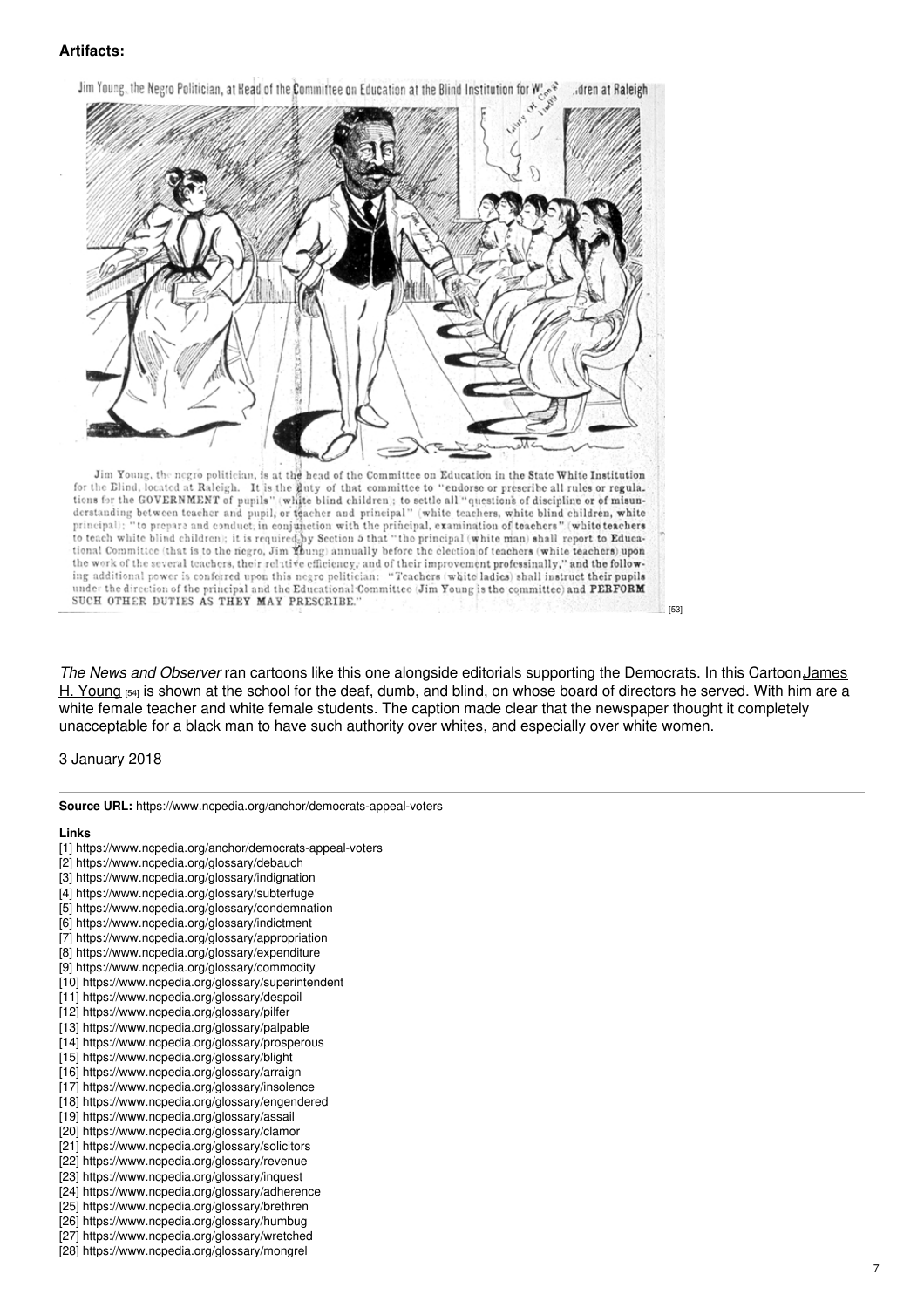**Artifacts:**

Jim Young, the Negro Politician, at Head of the Committee on Education at the Blind Institution for W... ...dren at Raleigh

Jim Young, the negro politician, is at the head of the Committee on Education in the State White Institution for the Blind, located at Raleigh. It is the duty of that committee to "endorse or prescribe all rules or regulations for the GOVERNMENT of pupils" (white blind children); to settle all "questions of discipline or of misunderstanding between teacher and pupil, or teacher and principal" (white teachers, white blind children, white principal); "to prepare and conduct, in conjunction with the principal, examination of teachers" (white teachers to teach white blind children); it is required by Section 5 that "the principal (white man) shall report to Educational Committee (that is to the negro, Jim Young) annually before the election of teachers (white teachers) upon the work of the several teachers, their relative efficiency, and of their improvement professinally," and the following additional power is conferred upon this negro politician: "Teachers (white ladies) shall instruct their pupils under the direction of the principal and the Educational Committee (Jim Young is the committee) and PERFORM SUCH OTHER DUTIES AS THEY MAY PRESCRIBE." [53]

*The News and Observer* ran cartoons like this one alongside editorials supporting the Democrats. In this Cartoon James H. Young [54] is shown at the school for the deaf, dumb, and blind, on whose board of directors he served. With him are a white female teacher and white female students. The caption made clear that the newspaper thought it completely unacceptable for a black man to have such authority over whites, and especially over white women.

3 January 2018

---

**Source URL:** https://www.ncpedia.org/anchor/democrats-appeal-voters

**Links**

[1] https://www.ncpedia.org/anchor/democrats-appeal-voters
[2] https://www.ncpedia.org/glossary/debauch
[3] https://www.ncpedia.org/glossary/indignation
[4] https://www.ncpedia.org/glossary/subterfuge
[5] https://www.ncpedia.org/glossary/condemnation
[6] https://www.ncpedia.org/glossary/indictment
[7] https://www.ncpedia.org/glossary/appropriation
[8] https://www.ncpedia.org/glossary/expenditure
[9] https://www.ncpedia.org/glossary/commodity
[10] https://www.ncpedia.org/glossary/superintendent
[11] https://www.ncpedia.org/glossary/despoil
[12] https://www.ncpedia.org/glossary/pilfer
[13] https://www.ncpedia.org/glossary/palpable
[14] https://www.ncpedia.org/glossary/prosperous
[15] https://www.ncpedia.org/glossary/blight
[16] https://www.ncpedia.org/glossary/arraign
[17] https://www.ncpedia.org/glossary/insolence
[18] https://www.ncpedia.org/glossary/engendered
[19] https://www.ncpedia.org/glossary/assail
[20] https://www.ncpedia.org/glossary/clamor
[21] https://www.ncpedia.org/glossary/solicitors
[22] https://www.ncpedia.org/glossary/revenue
[23] https://www.ncpedia.org/glossary/inquest
[24] https://www.ncpedia.org/glossary/adherence
[25] https://www.ncpedia.org/glossary/brethren
[26] https://www.ncpedia.org/glossary/humbug
[27] https://www.ncpedia.org/glossary/wretched
[28] https://www.ncpedia.org/glossary/mongrel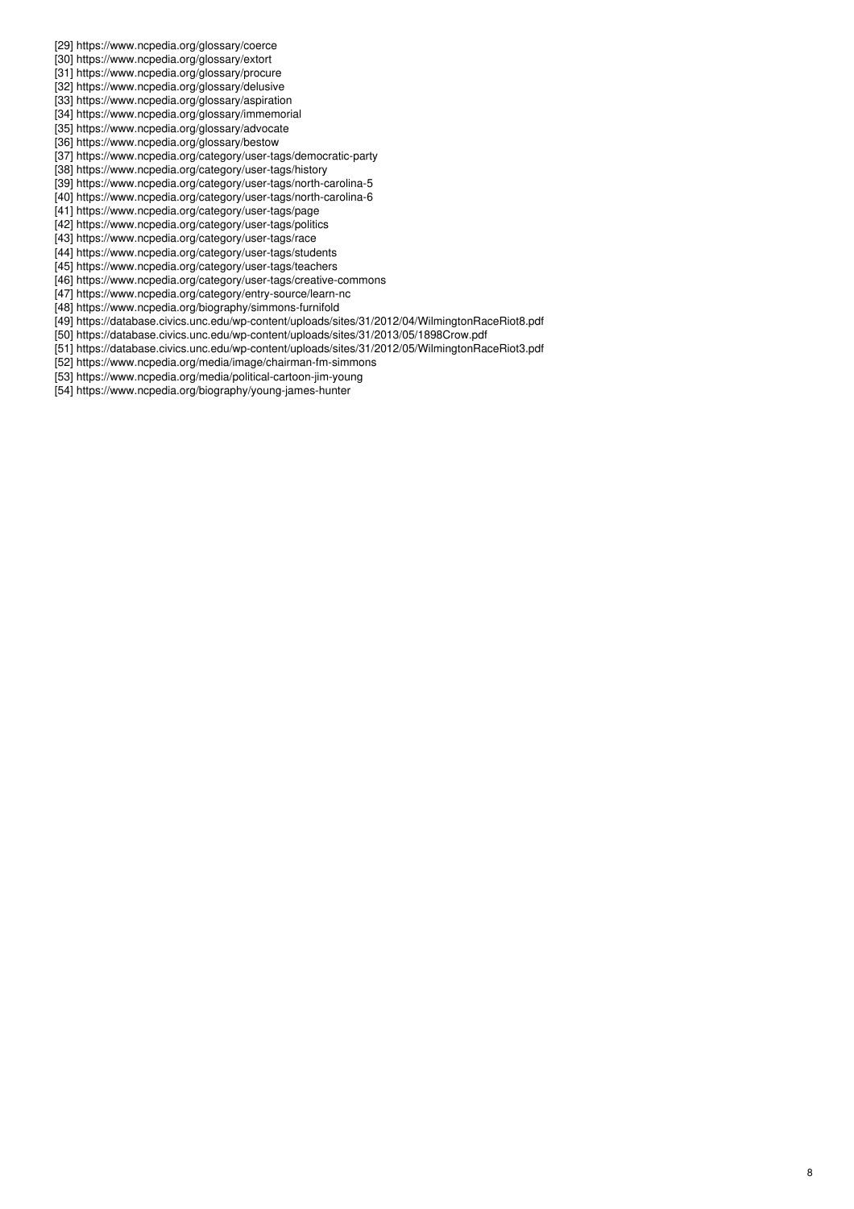[29] https://www.ncpedia.org/glossary/coerce
[30] https://www.ncpedia.org/glossary/extort
[31] https://www.ncpedia.org/glossary/procure
[32] https://www.ncpedia.org/glossary/delusive
[33] https://www.ncpedia.org/glossary/aspiration
[34] https://www.ncpedia.org/glossary/immemorial
[35] https://www.ncpedia.org/glossary/advocate
[36] https://www.ncpedia.org/glossary/bestow
[37] https://www.ncpedia.org/category/user-tags/democratic-party
[38] https://www.ncpedia.org/category/user-tags/history
[39] https://www.ncpedia.org/category/user-tags/north-carolina-5
[40] https://www.ncpedia.org/category/user-tags/north-carolina-6
[41] https://www.ncpedia.org/category/user-tags/page
[42] https://www.ncpedia.org/category/user-tags/politics
[43] https://www.ncpedia.org/category/user-tags/race
[44] https://www.ncpedia.org/category/user-tags/students
[45] https://www.ncpedia.org/category/user-tags/teachers
[46] https://www.ncpedia.org/category/user-tags/creative-commons
[47] https://www.ncpedia.org/category/entry-source/learn-nc
[48] https://www.ncpedia.org/biography/simmons-furnifold
[49] https://database.civics.unc.edu/wp-content/uploads/sites/31/2012/04/WilmingtonRaceRiot8.pdf
[50] https://database.civics.unc.edu/wp-content/uploads/sites/31/2013/05/1898Crow.pdf
[51] https://database.civics.unc.edu/wp-content/uploads/sites/31/2012/05/WilmingtonRaceRiot3.pdf
[52] https://www.ncpedia.org/media/image/chairman-fm-simmons
[53] https://www.ncpedia.org/media/political-cartoon-jim-young
[54] https://www.ncpedia.org/biography/young-james-hunter